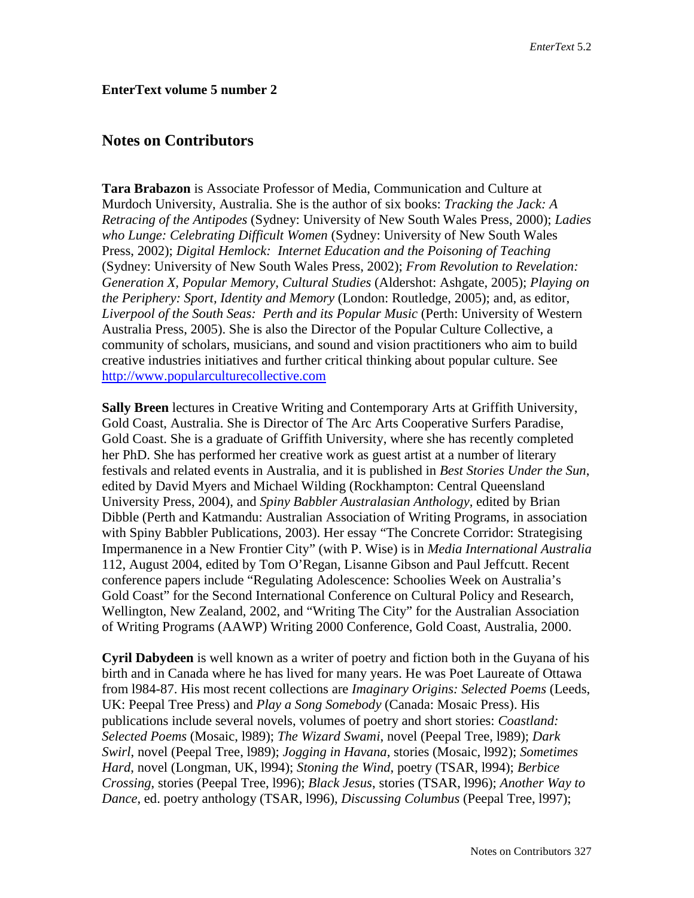**EnterText volume 5 number 2**

## Notes on Contributors

**Tara Brabazon** is Associate Professor of Media, Communication and Culture at Murdoch University, Australia. She is the author of six books: *Tracking the Jack: A Retracing of the Antipodes* (Sydney: University of New South Wales Press, 2000); *Ladies who Lunge: Celebrating Difficult Women* (Sydney: University of New South Wales Press, 2002); *Digital Hemlock: Internet Education and the Poisoning of Teaching* (Sydney: University of New South Wales Press, 2002); *From Revolution to Revelation: Generation X, Popular Memory, Cultural Studies* (Aldershot: Ashgate, 2005); *Playing on the Periphery: Sport, Identity and Memory* (London: Routledge, 2005); and, as editor, *Liverpool of the South Seas: Perth and its Popular Music* (Perth: University of Western Australia Press, 2005). She is also the Director of the Popular Culture Collective, a community of scholars, musicians, and sound and vision practitioners who aim to build creative industries initiatives and further critical thinking about popular culture. See http://www.popularculturecollective.com

**Sally Breen** lectures in Creative Writing and Contemporary Arts at Griffith University, Gold Coast, Australia. She is Director of The Arc Arts Cooperative Surfers Paradise, Gold Coast. She is a graduate of Griffith University, where she has recently completed her PhD. She has performed her creative work as guest artist at a number of literary festivals and related events in Australia, and it is published in *Best Stories Under the Sun*, edited by David Myers and Michael Wilding (Rockhampton: Central Queensland University Press, 2004), and *Spiny Babbler Australasian Anthology*, edited by Brian Dibble (Perth and Katmandu: Australian Association of Writing Programs, in association with Spiny Babbler Publications, 2003). Her essay "The Concrete Corridor: Strategising Impermanence in a New Frontier City" (with P. Wise) is in *Media International Australia* 112, August 2004, edited by Tom O'Regan, Lisanne Gibson and Paul Jeffcutt. Recent conference papers include "Regulating Adolescence: Schoolies Week on Australia's Gold Coast" for the Second International Conference on Cultural Policy and Research, Wellington, New Zealand, 2002, and "Writing The City" for the Australian Association of Writing Programs (AAWP) Writing 2000 Conference, Gold Coast, Australia, 2000.

**Cyril Dabydeen** is well known as a writer of poetry and fiction both in the Guyana of his birth and in Canada where he has lived for many years. He was Poet Laureate of Ottawa from l984-87. His most recent collections are *Imaginary Origins: Selected Poems* (Leeds, UK: Peepal Tree Press) and *Play a Song Somebody* (Canada: Mosaic Press). His publications include several novels, volumes of poetry and short stories: *Coastland: Selected Poems* (Mosaic, l989); *The Wizard Swami*, novel (Peepal Tree, l989); *Dark Swirl*, novel (Peepal Tree, l989); *Jogging in Havana*, stories (Mosaic, l992); *Sometimes Hard*, novel (Longman, UK, l994); *Stoning the Wind*, poetry (TSAR, l994); *Berbice Crossing*, stories (Peepal Tree, l996); *Black Jesus*, stories (TSAR, l996); *Another Way to Dance*, ed. poetry anthology (TSAR, l996), *Discussing Columbus* (Peepal Tree, l997);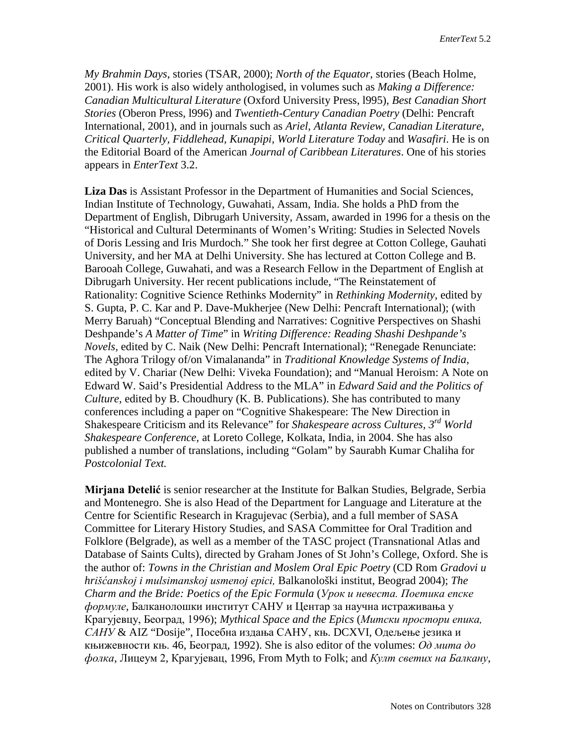*My Brahmin Days*, stories (TSAR, 2000); *North of the Equator*, stories (Beach Holme, 2001). His work is also widely anthologised, in volumes such as *Making a Difference: Canadian Multicultural Literature* (Oxford University Press, l995), *Best Canadian Short Stories* (Oberon Press, l996) and *Twentieth-Century Canadian Poetry* (Delhi: Pencraft International, 2001), and in journals such as *Ariel, Atlanta Review, Canadian Literature, Critical Quarterly, Fiddlehead, Kunapipi, World Literature Today* and *Wasafiri*. He is on the Editorial Board of the American *Journal of Caribbean Literatures*. One of his stories appears in *EnterText* 3.2.

**Liza Das** is Assistant Professor in the Department of Humanities and Social Sciences, Indian Institute of Technology, Guwahati, Assam, India. She holds a PhD from the Department of English, Dibrugarh University, Assam, awarded in 1996 for a thesis on the "Historical and Cultural Determinants of Women's Writing: Studies in Selected Novels of Doris Lessing and Iris Murdoch." She took her first degree at Cotton College, Gauhati University, and her MA at Delhi University. She has lectured at Cotton College and B. Barooah College, Guwahati, and was a Research Fellow in the Department of English at Dibrugarh University. Her recent publications include, "The Reinstatement of Rationality: Cognitive Science Rethinks Modernity" in *Rethinking Modernity*, edited by S. Gupta, P. C. Kar and P. Dave-Mukherjee (New Delhi: Pencraft International); (with Merry Baruah) "Conceptual Blending and Narratives: Cognitive Perspectives on Shashi Deshpande's *A Matter of Time*" in *Writing Difference: Reading Shashi Deshpande's Novels,* edited by C. Naik (New Delhi: Pencraft International); "Renegade Renunciate: The Aghora Trilogy of/on Vimalananda" in *Traditional Knowledge Systems of India,* edited by V. Chariar (New Delhi: Viveka Foundation); and "Manual Heroism: A Note on Edward W. Said's Presidential Address to the MLA" in *Edward Said and the Politics of Culture,* edited by B. Choudhury (K. B. Publications). She has contributed to many conferences including a paper on "Cognitive Shakespeare: The New Direction in Shakespeare Criticism and its Relevance" for *Shakespeare across Cultures, 3rd World Shakespeare Conference,* at Loreto College, Kolkata, India, in 2004. She has also published a number of translations, including "Golam" by Saurabh Kumar Chaliha for *Postcolonial Text.*

**Mirjana Detelić** is senior researcher at the Institute for Balkan Studies, Belgrade, Serbia and Montenegro. She is also Head of the Department for Language and Literature at the Centre for Scientific Research in Kragujevac (Serbia), and a full member of SASA Committee for Literary History Studies, and SASA Committee for Oral Tradition and Folklore (Belgrade), as well as a member of the TASC project (Transnational Atlas and Database of Saints Cults), directed by Graham Jones of St John's College, Oxford. She is the author of: *Towns in the Christian and Moslem Oral Epic Poetry* (CD Rom *Gradovi u hrišćanskoj i mulsimanskoj usmenoj epici,* Balkanološki institut, Beograd 2004); *The Charm and the Bride: Poetics of the Epic Formula* (*Урок и невеста. Поетика епске формуле*, Балканолошки институт САНУ и Центар за научна истраживања у Крагујевцу, Београд, 1996); *Mythical Space and the Epics* (*Митски простори епика, САНУ* & AIZ "Dosije", Посебна издања САНУ, књ. DCXVI, Одељење језика и књижевности књ. 46, Београд, 1992). She is also editor of the volumes: *Од мита до фолка*, Лицеум 2, Крагујевац, 1996, From Myth to Folk; and *Култ светих на Балкану*,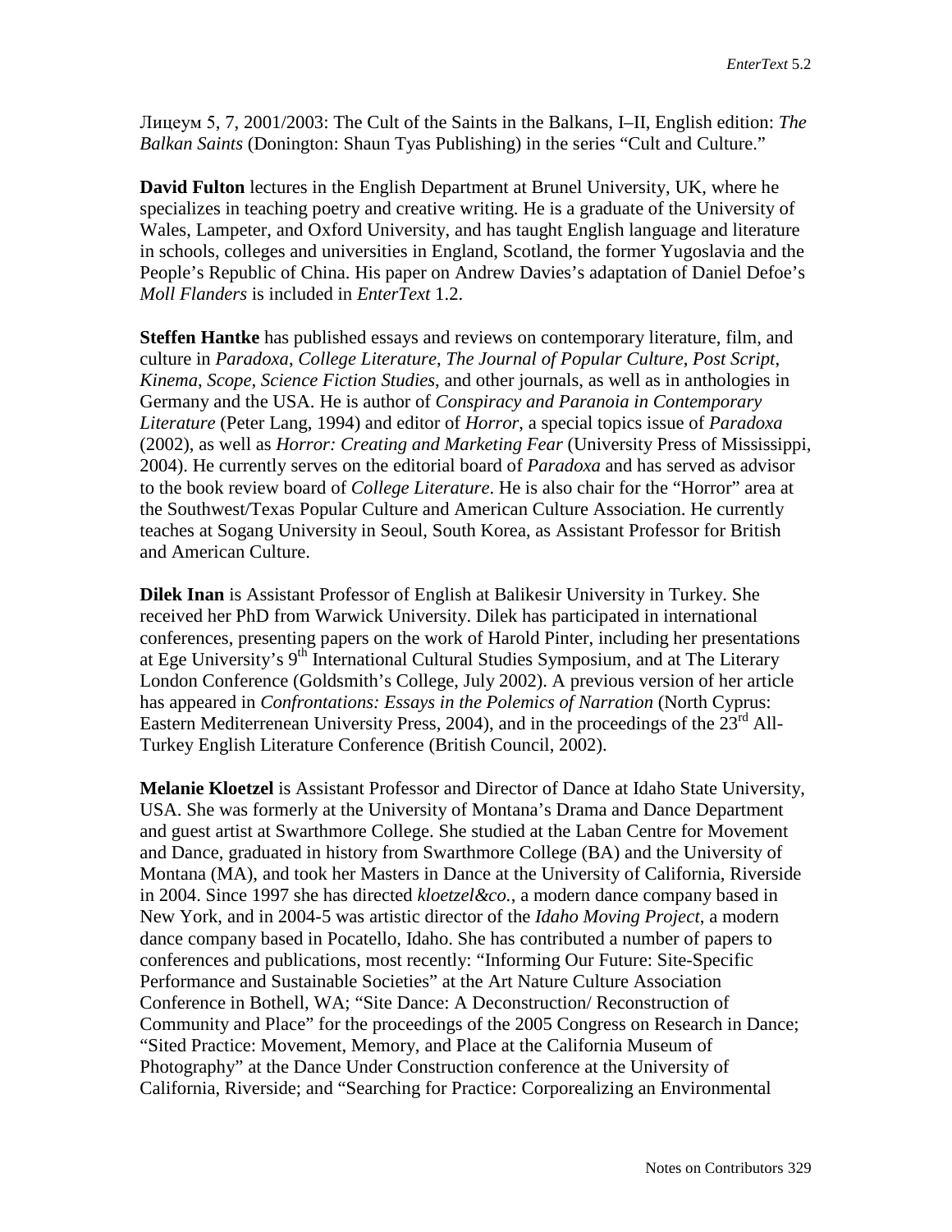Лицеум 5, 7, 2001/2003: The Cult of the Saints in the Balkans, I–II, English edition: *The Balkan Saints* (Donington: Shaun Tyas Publishing) in the series "Cult and Culture."

**David Fulton** lectures in the English Department at Brunel University, UK, where he specializes in teaching poetry and creative writing. He is a graduate of the University of Wales, Lampeter, and Oxford University, and has taught English language and literature in schools, colleges and universities in England, Scotland, the former Yugoslavia and the People's Republic of China. His paper on Andrew Davies's adaptation of Daniel Defoe's *Moll Flanders* is included in *EnterText* 1.2.

**Steffen Hantke** has published essays and reviews on contemporary literature, film, and culture in *Paradoxa*, *College Literature*, *The Journal of Popular Culture*, *Post Script*, *Kinema*, *Scope*, *Science Fiction Studies*, and other journals, as well as in anthologies in Germany and the USA. He is author of *Conspiracy and Paranoia in Contemporary Literature* (Peter Lang, 1994) and editor of *Horror*, a special topics issue of *Paradoxa* (2002), as well as *Horror: Creating and Marketing Fear* (University Press of Mississippi, 2004). He currently serves on the editorial board of *Paradoxa* and has served as advisor to the book review board of *College Literature*. He is also chair for the "Horror" area at the Southwest/Texas Popular Culture and American Culture Association. He currently teaches at Sogang University in Seoul, South Korea, as Assistant Professor for British and American Culture.

**Dilek Inan** is Assistant Professor of English at Balikesir University in Turkey. She received her PhD from Warwick University. Dilek has participated in international conferences, presenting papers on the work of Harold Pinter, including her presentations at Ege University's 9th International Cultural Studies Symposium, and at The Literary London Conference (Goldsmith's College, July 2002). A previous version of her article has appeared in *Confrontations: Essays in the Polemics of Narration* (North Cyprus: Eastern Mediterrenean University Press, 2004), and in the proceedings of the 23rd All-Turkey English Literature Conference (British Council, 2002).

**Melanie Kloetzel** is Assistant Professor and Director of Dance at Idaho State University, USA. She was formerly at the University of Montana's Drama and Dance Department and guest artist at Swarthmore College. She studied at the Laban Centre for Movement and Dance, graduated in history from Swarthmore College (BA) and the University of Montana (MA), and took her Masters in Dance at the University of California, Riverside in 2004. Since 1997 she has directed *kloetzel&co.*, a modern dance company based in New York, and in 2004-5 was artistic director of the *Idaho Moving Project*, a modern dance company based in Pocatello, Idaho. She has contributed a number of papers to conferences and publications, most recently: "Informing Our Future: Site-Specific Performance and Sustainable Societies" at the Art Nature Culture Association Conference in Bothell, WA; "Site Dance: A Deconstruction/ Reconstruction of Community and Place" for the proceedings of the 2005 Congress on Research in Dance; "Sited Practice: Movement, Memory, and Place at the California Museum of Photography" at the Dance Under Construction conference at the University of California, Riverside; and "Searching for Practice: Corporealizing an Environmental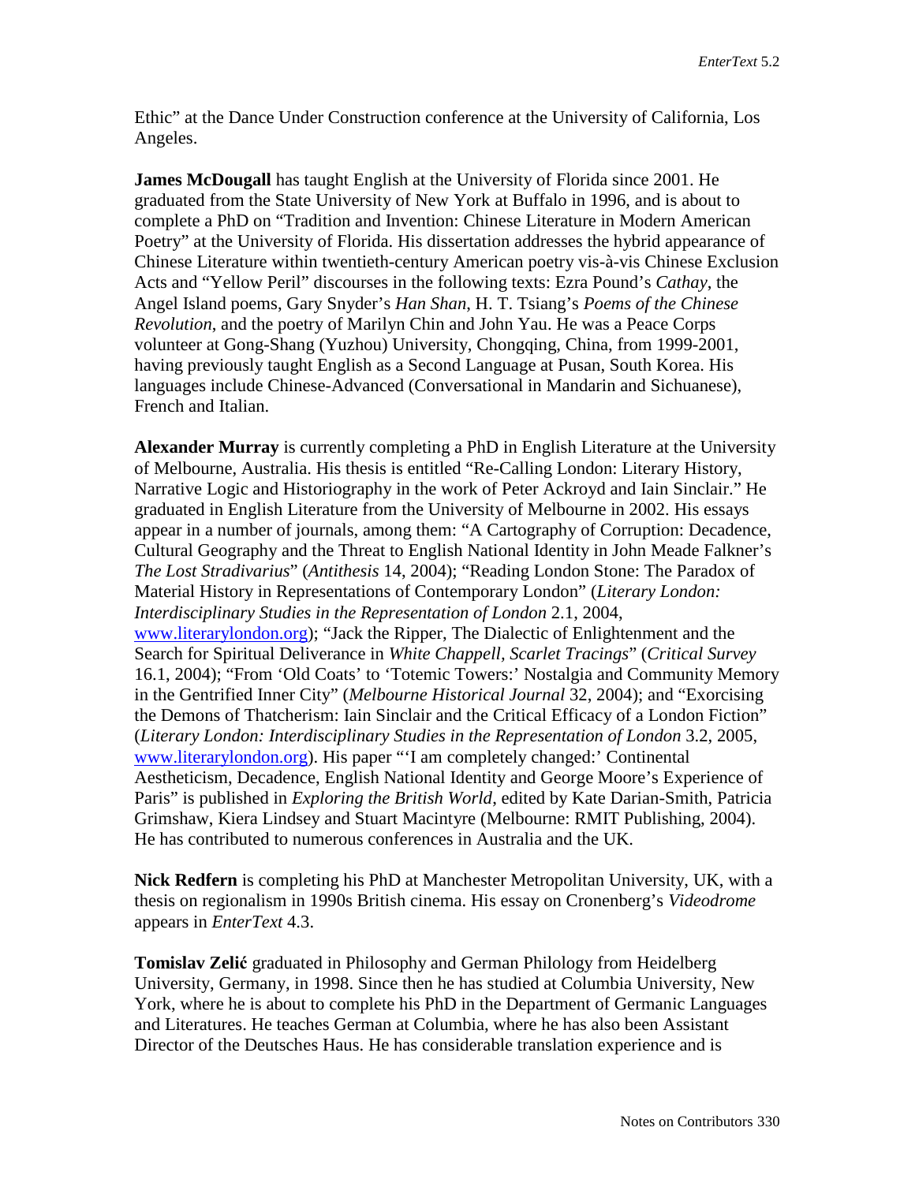Ethic" at the Dance Under Construction conference at the University of California, Los Angeles.

**James McDougall** has taught English at the University of Florida since 2001. He graduated from the State University of New York at Buffalo in 1996, and is about to complete a PhD on "Tradition and Invention: Chinese Literature in Modern American Poetry" at the University of Florida. His dissertation addresses the hybrid appearance of Chinese Literature within twentieth-century American poetry vis-à-vis Chinese Exclusion Acts and "Yellow Peril" discourses in the following texts: Ezra Pound's *Cathay*, the Angel Island poems, Gary Snyder's *Han Shan*, H. T. Tsiang's *Poems of the Chinese Revolution*, and the poetry of Marilyn Chin and John Yau. He was a Peace Corps volunteer at Gong-Shang (Yuzhou) University, Chongqing, China, from 1999-2001, having previously taught English as a Second Language at Pusan, South Korea. His languages include Chinese-Advanced (Conversational in Mandarin and Sichuanese), French and Italian.

**Alexander Murray** is currently completing a PhD in English Literature at the University of Melbourne, Australia. His thesis is entitled "Re-Calling London: Literary History, Narrative Logic and Historiography in the work of Peter Ackroyd and Iain Sinclair." He graduated in English Literature from the University of Melbourne in 2002. His essays appear in a number of journals, among them: "A Cartography of Corruption: Decadence, Cultural Geography and the Threat to English National Identity in John Meade Falkner's *The Lost Stradivarius*" (*Antithesis* 14, 2004); "Reading London Stone: The Paradox of Material History in Representations of Contemporary London" (*Literary London: Interdisciplinary Studies in the Representation of London* 2.1, 2004, www.literarylondon.org); "Jack the Ripper, The Dialectic of Enlightenment and the Search for Spiritual Deliverance in *White Chappell, Scarlet Tracings*" (*Critical Survey* 16.1, 2004); "From 'Old Coats' to 'Totemic Towers:' Nostalgia and Community Memory in the Gentrified Inner City" (*Melbourne Historical Journal* 32, 2004); and "Exorcising the Demons of Thatcherism: Iain Sinclair and the Critical Efficacy of a London Fiction" (*Literary London: Interdisciplinary Studies in the Representation of London* 3.2, 2005, www.literarylondon.org). His paper "'I am completely changed:' Continental Aestheticism, Decadence, English National Identity and George Moore's Experience of Paris" is published in *Exploring the British World*, edited by Kate Darian-Smith, Patricia Grimshaw, Kiera Lindsey and Stuart Macintyre (Melbourne: RMIT Publishing, 2004). He has contributed to numerous conferences in Australia and the UK.

**Nick Redfern** is completing his PhD at Manchester Metropolitan University, UK, with a thesis on regionalism in 1990s British cinema. His essay on Cronenberg's *Videodrome* appears in *EnterText* 4.3.

**Tomislav Zelić** graduated in Philosophy and German Philology from Heidelberg University, Germany, in 1998. Since then he has studied at Columbia University, New York, where he is about to complete his PhD in the Department of Germanic Languages and Literatures. He teaches German at Columbia, where he has also been Assistant Director of the Deutsches Haus. He has considerable translation experience and is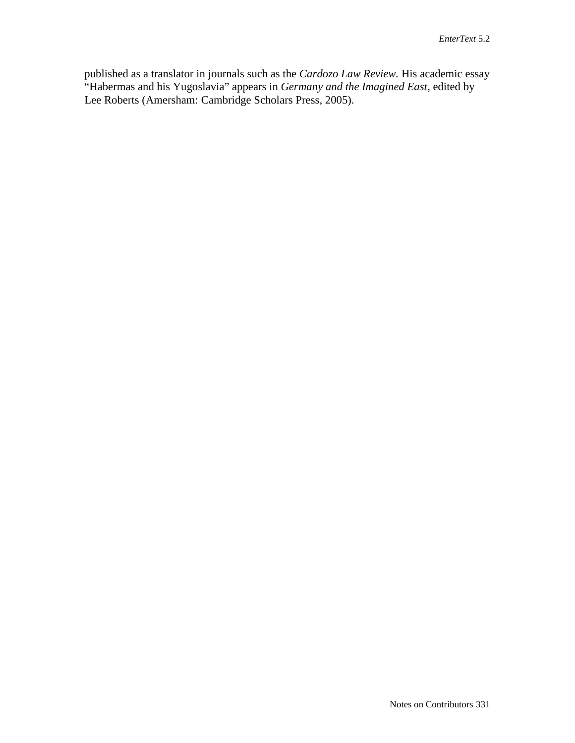published as a translator in journals such as the *Cardozo Law Review*. His academic essay "Habermas and his Yugoslavia" appears in *Germany and the Imagined East*, edited by Lee Roberts (Amersham: Cambridge Scholars Press, 2005).